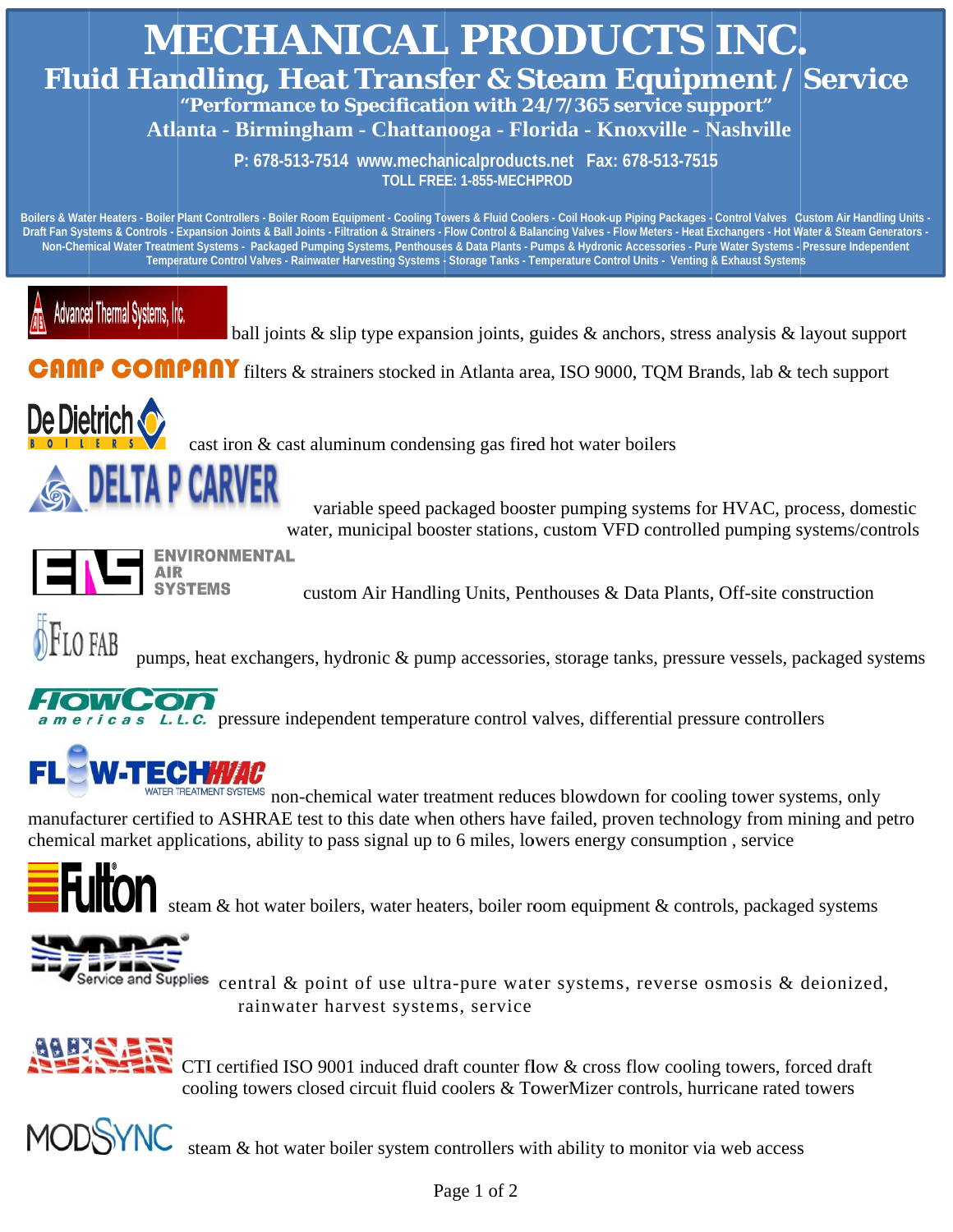# MECHANICAL PRODUCTS INC.

## Fluid Handling, Heat Transfer & Steam Equipment / Service

**"Performance to Specification with 24/7/365 service support"**

**Atlanta - Birmingham - Chattanooga - Florida - Knoxville - Nashville**

**P: 678-513-7514 www.mechanicalproducts.net Fax: 678-513-7515**
**TOLL FREE: 1-855-MECHPROD**

Boilers & Water Heaters - Boiler Plant Controllers - Boiler Room Equipment - Cooling Towers & Fluid Coolers - Coil Hook-up Piping Packages - Control Valves Custom Air Handling Units - Draft Fan Systems & Controls - Expansion Joints & Ball Joints - Filtration & Strainers - Flow Control & Balancing Valves - Flow Meters - Heat Exchangers - Hot Water & Steam Generators - Non-Chemical Water Treatment Systems - Packaged Pumping Systems, Penthouses & Data Plants - Pumps & Hydronic Accessories - Pure Water Systems - Pressure Independent Temperature Control Valves - Rainwater Harvesting Systems - Storage Tanks - Temperature Control Units - Venting & Exhaust Systems

**Advanced Thermal Systems, Inc.** ball joints & slip type expansion joints, guides & anchors, stress analysis & layout support

**CAMP COMPANY** filters & strainers stocked in Atlanta area, ISO 9000, TQM Brands, lab & tech support

**De Dietrich BOILERS** cast iron & cast aluminum condensing gas fired hot water boilers

**DELTA P CARVER** variable speed packaged booster pumping systems for HVAC, process, domestic water, municipal booster stations, custom VFD controlled pumping systems/controls

**ENVIRONMENTAL AIR SYSTEMS** custom Air Handling Units, Penthouses & Data Plants, Off-site construction

**FLO FAB** pumps, heat exchangers, hydronic & pump accessories, storage tanks, pressure vessels, packaged systems

**FlowCon americas L.L.C.** pressure independent temperature control valves, differential pressure controllers

**FLOW-TECH HVAC WATER TREATMENT SYSTEMS** non-chemical water treatment reduces blowdown for cooling tower systems, only manufacturer certified to ASHRAE test to this date when others have failed, proven technology from mining and petro chemical market applications, ability to pass signal up to 6 miles, lowers energy consumption , service

**Fulton** steam & hot water boilers, water heaters, boiler room equipment & controls, packaged systems

**HYDRO Service and Supplies** central & point of use ultra-pure water systems, reverse osmosis & deionized, rainwater harvest systems, service

**AMCOT** CTI certified ISO 9001 induced draft counter flow & cross flow cooling towers, forced draft cooling towers closed circuit fluid coolers & TowerMizer controls, hurricane rated towers

**MODSYNC** steam & hot water boiler system controllers with ability to monitor via web access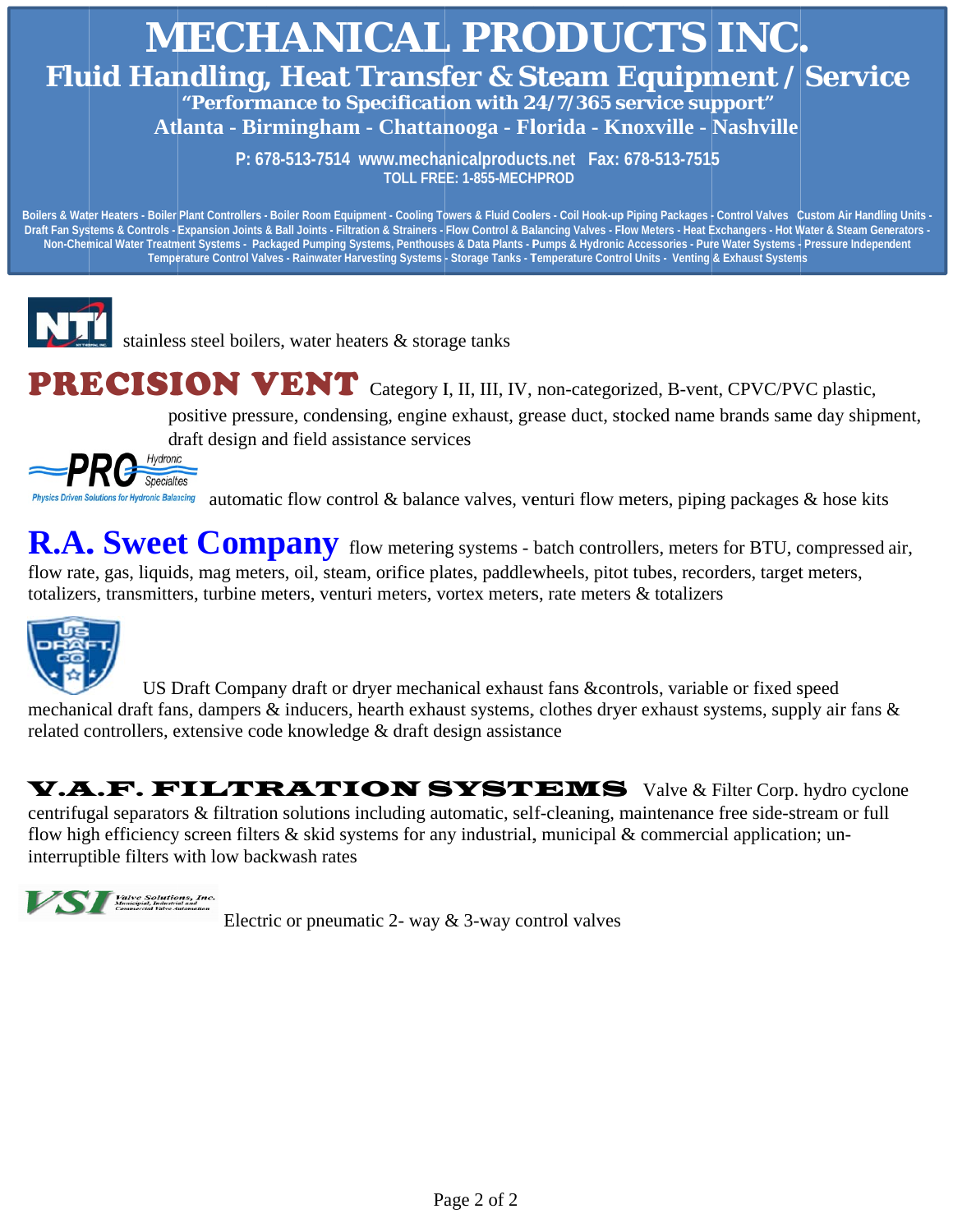# MECHANICAL PRODUCTS INC.

## Fluid Handling, Heat Transfer & Steam Equipment / Service

**"Performance to Specification with 24/7/365 service support"**

**Atlanta - Birmingham - Chattanooga - Florida - Knoxville - Nashville**

**P: 678-513-7514 www.mechanicalproducts.net Fax: 678-513-7515**
**TOLL FREE: 1-855-MECHPROD**

**Boilers & Water Heaters - Boiler Plant Controllers - Boiler Room Equipment - Cooling Towers & Fluid Coolers - Coil Hook-up Piping Packages - Control Valves Custom Air Handling Units - Draft Fan Systems & Controls - Expansion Joints & Ball Joints - Filtration & Strainers - Flow Control & Balancing Valves - Flow Meters - Heat Exchangers - Hot Water & Steam Generators - Non-Chemical Water Treatment Systems - Packaged Pumping Systems, Penthouses & Data Plants - Pumps & Hydronic Accessories - Pure Water Systems - Pressure Independent Temperature Control Valves - Rainwater Harvesting Systems - Storage Tanks - Temperature Control Units - Venting & Exhaust Systems**

**NTI** stainless steel boilers, water heaters & storage tanks

**PRECISION VENT** Category I, II, III, IV, non-categorized, B-vent, CPVC/PVC plastic, positive pressure, condensing, engine exhaust, grease duct, stocked name brands same day shipment, draft design and field assistance services

**PRO Hydronic Specialties** – *Physics Driven Solutions for Hydronic Balancing* automatic flow control & balance valves, venturi flow meters, piping packages & hose kits

**R.A. Sweet Company** flow metering systems - batch controllers, meters for BTU, compressed air, flow rate, gas, liquids, mag meters, oil, steam, orifice plates, paddlewheels, pitot tubes, recorders, target meters, totalizers, transmitters, turbine meters, venturi meters, vortex meters, rate meters & totalizers

**US DRAFT CO.** US Draft Company draft or dryer mechanical exhaust fans &controls, variable or fixed speed mechanical draft fans, dampers & inducers, hearth exhaust systems, clothes dryer exhaust systems, supply air fans & related controllers, extensive code knowledge & draft design assistance

**V.A.F. FILTRATION SYSTEMS** Valve & Filter Corp. hydro cyclone centrifugal separators & filtration solutions including automatic, self-cleaning, maintenance free side-stream or full flow high efficiency screen filters & skid systems for any industrial, municipal & commercial application; un-interruptible filters with low backwash rates

**VSI** – *Valve Solutions, Inc. Municipal, Industrial and Commercial Valve Automation* Electric or pneumatic 2- way & 3-way control valves